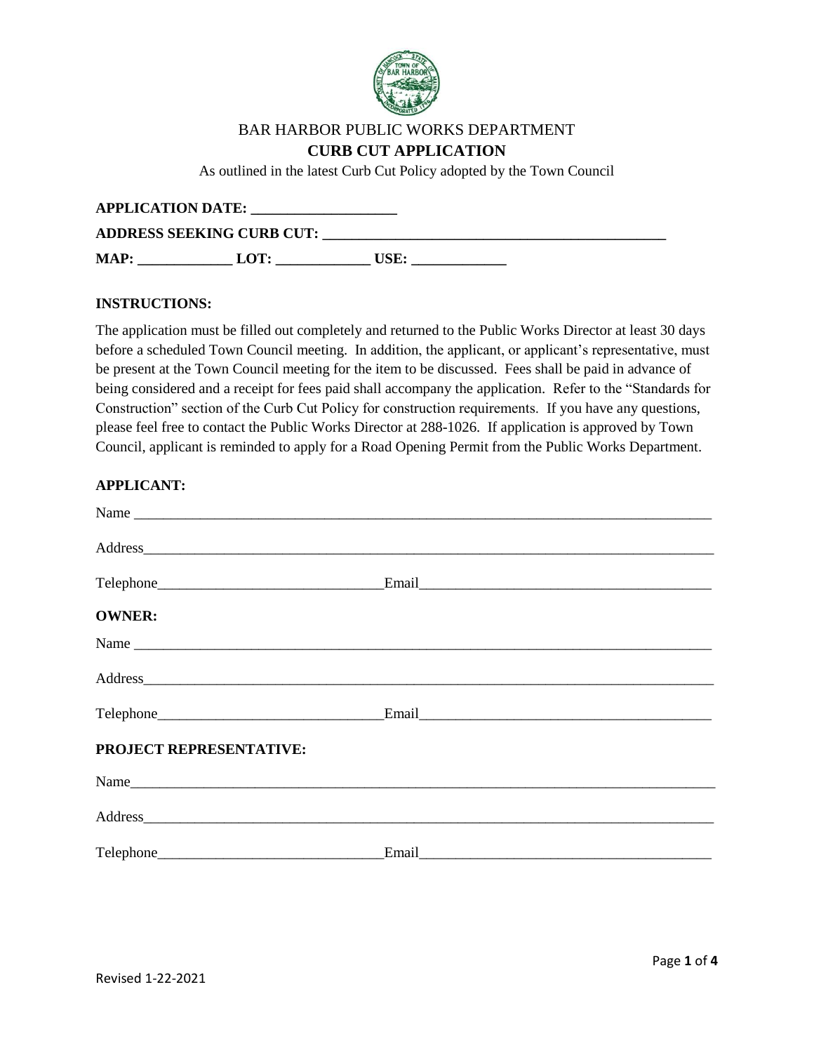BAR HARBOR PUBLIC WORKS DEPARTMENT

# CURB CUT APPLICATION

As outlined in the latest Curb Cut Policy adopted by the Town Council

**APPLICATION DATE:** ____________________

**ADDRESS SEEKING CURB CUT:** ________________________________________________

**MAP:** _____________ **LOT:** _____________ **USE:** _____________

**INSTRUCTIONS:**

The application must be filled out completely and returned to the Public Works Director at least 30 days before a scheduled Town Council meeting. In addition, the applicant, or applicant's representative, must be present at the Town Council meeting for the item to be discussed. Fees shall be paid in advance of being considered and a receipt for fees paid shall accompany the application. Refer to the "Standards for Construction" section of the Curb Cut Policy for construction requirements. If you have any questions, please feel free to contact the Public Works Director at 288-1026. If application is approved by Town Council, applicant is reminded to apply for a Road Opening Permit from the Public Works Department.

**APPLICANT:**

Name ________________________________________________________________________________

Address______________________________________________________________________________

Telephone______________________________Email________________________________________

**OWNER:**

Name ________________________________________________________________________________

Address______________________________________________________________________________

Telephone______________________________Email________________________________________

**PROJECT REPRESENTATIVE:**

Name_________________________________________________________________________________

Address______________________________________________________________________________

Telephone______________________________Email________________________________________

Revised 1-22-2021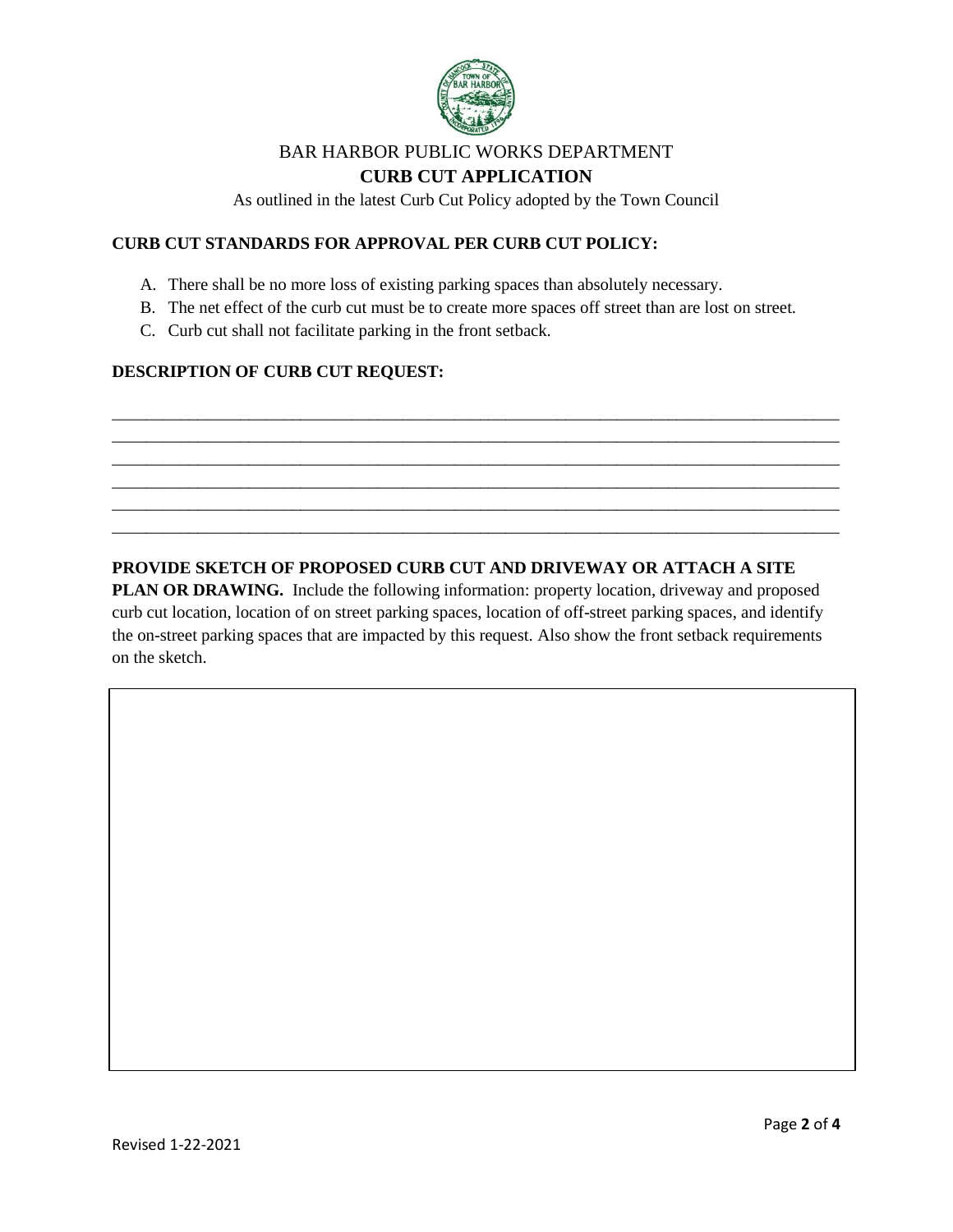BAR HARBOR PUBLIC WORKS DEPARTMENT

# CURB CUT APPLICATION

As outlined in the latest Curb Cut Policy adopted by the Town Council

**CURB CUT STANDARDS FOR APPROVAL PER CURB CUT POLICY:**

A. There shall be no more loss of existing parking spaces than absolutely necessary.
B. The net effect of the curb cut must be to create more spaces off street than are lost on street.
C. Curb cut shall not facilitate parking in the front setback.

**DESCRIPTION OF CURB CUT REQUEST:**

\_\_\_\_\_\_\_\_\_\_\_\_\_\_\_\_\_\_\_\_\_\_\_\_\_\_\_\_\_\_\_\_\_\_\_\_\_\_\_\_\_\_\_\_\_\_\_\_\_\_\_\_\_\_\_\_\_\_\_\_\_\_\_\_\_\_\_\_\_\_\_\_\_\_\_\_\_\_
\_\_\_\_\_\_\_\_\_\_\_\_\_\_\_\_\_\_\_\_\_\_\_\_\_\_\_\_\_\_\_\_\_\_\_\_\_\_\_\_\_\_\_\_\_\_\_\_\_\_\_\_\_\_\_\_\_\_\_\_\_\_\_\_\_\_\_\_\_\_\_\_\_\_\_\_\_\_
\_\_\_\_\_\_\_\_\_\_\_\_\_\_\_\_\_\_\_\_\_\_\_\_\_\_\_\_\_\_\_\_\_\_\_\_\_\_\_\_\_\_\_\_\_\_\_\_\_\_\_\_\_\_\_\_\_\_\_\_\_\_\_\_\_\_\_\_\_\_\_\_\_\_\_\_\_\_
\_\_\_\_\_\_\_\_\_\_\_\_\_\_\_\_\_\_\_\_\_\_\_\_\_\_\_\_\_\_\_\_\_\_\_\_\_\_\_\_\_\_\_\_\_\_\_\_\_\_\_\_\_\_\_\_\_\_\_\_\_\_\_\_\_\_\_\_\_\_\_\_\_\_\_\_\_\_
\_\_\_\_\_\_\_\_\_\_\_\_\_\_\_\_\_\_\_\_\_\_\_\_\_\_\_\_\_\_\_\_\_\_\_\_\_\_\_\_\_\_\_\_\_\_\_\_\_\_\_\_\_\_\_\_\_\_\_\_\_\_\_\_\_\_\_\_\_\_\_\_\_\_\_\_\_\_
\_\_\_\_\_\_\_\_\_\_\_\_\_\_\_\_\_\_\_\_\_\_\_\_\_\_\_\_\_\_\_\_\_\_\_\_\_\_\_\_\_\_\_\_\_\_\_\_\_\_\_\_\_\_\_\_\_\_\_\_\_\_\_\_\_\_\_\_\_\_\_\_\_\_\_\_\_\_

**PROVIDE SKETCH OF PROPOSED CURB CUT AND DRIVEWAY OR ATTACH A SITE PLAN OR DRAWING.** Include the following information: property location, driveway and proposed curb cut location, location of on street parking spaces, location of off-street parking spaces, and identify the on-street parking spaces that are impacted by this request. Also show the front setback requirements on the sketch.

Revised 1-22-2021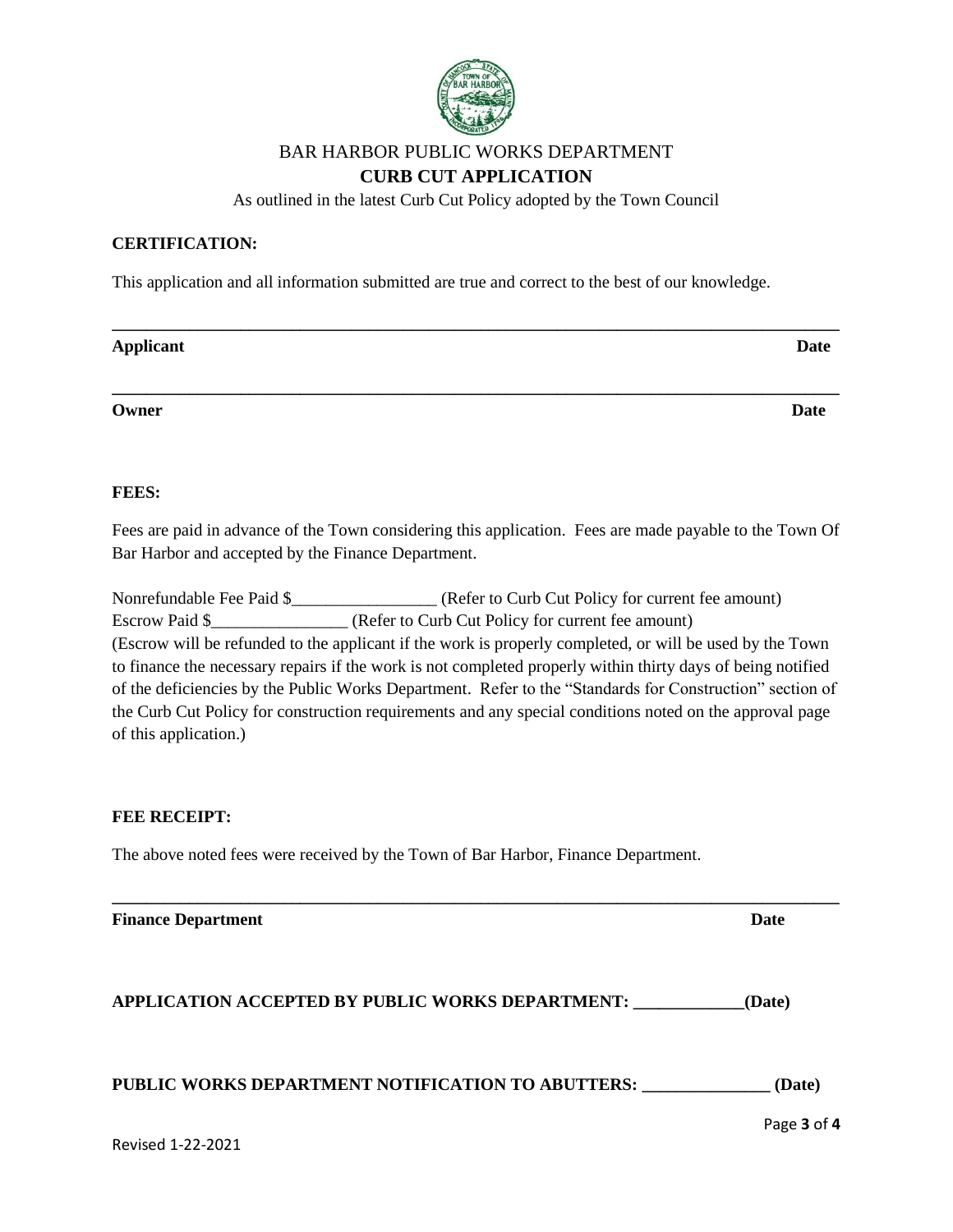BAR HARBOR PUBLIC WORKS DEPARTMENT

**CURB CUT APPLICATION**

As outlined in the latest Curb Cut Policy adopted by the Town Council

**CERTIFICATION:**

This application and all information submitted are true and correct to the best of our knowledge.

______________________________________________________________________________________

**Applicant** **Date**

______________________________________________________________________________________

**Owner** **Date**

**FEES:**

Fees are paid in advance of the Town considering this application. Fees are made payable to the Town Of Bar Harbor and accepted by the Finance Department.

Nonrefundable Fee Paid $_________________ (Refer to Curb Cut Policy for current fee amount)
Escrow Paid $________________ (Refer to Curb Cut Policy for current fee amount)
(Escrow will be refunded to the applicant if the work is properly completed, or will be used by the Town to finance the necessary repairs if the work is not completed properly within thirty days of being notified of the deficiencies by the Public Works Department. Refer to the "Standards for Construction" section of the Curb Cut Policy for construction requirements and any special conditions noted on the approval page of this application.)

**FEE RECEIPT:**

The above noted fees were received by the Town of Bar Harbor, Finance Department.

______________________________________________________________________________________

**Finance Department** **Date**

**APPLICATION ACCEPTED BY PUBLIC WORKS DEPARTMENT: _____________(Date)**

**PUBLIC WORKS DEPARTMENT NOTIFICATION TO ABUTTERS: _______________ (Date)**

Revised 1-22-2021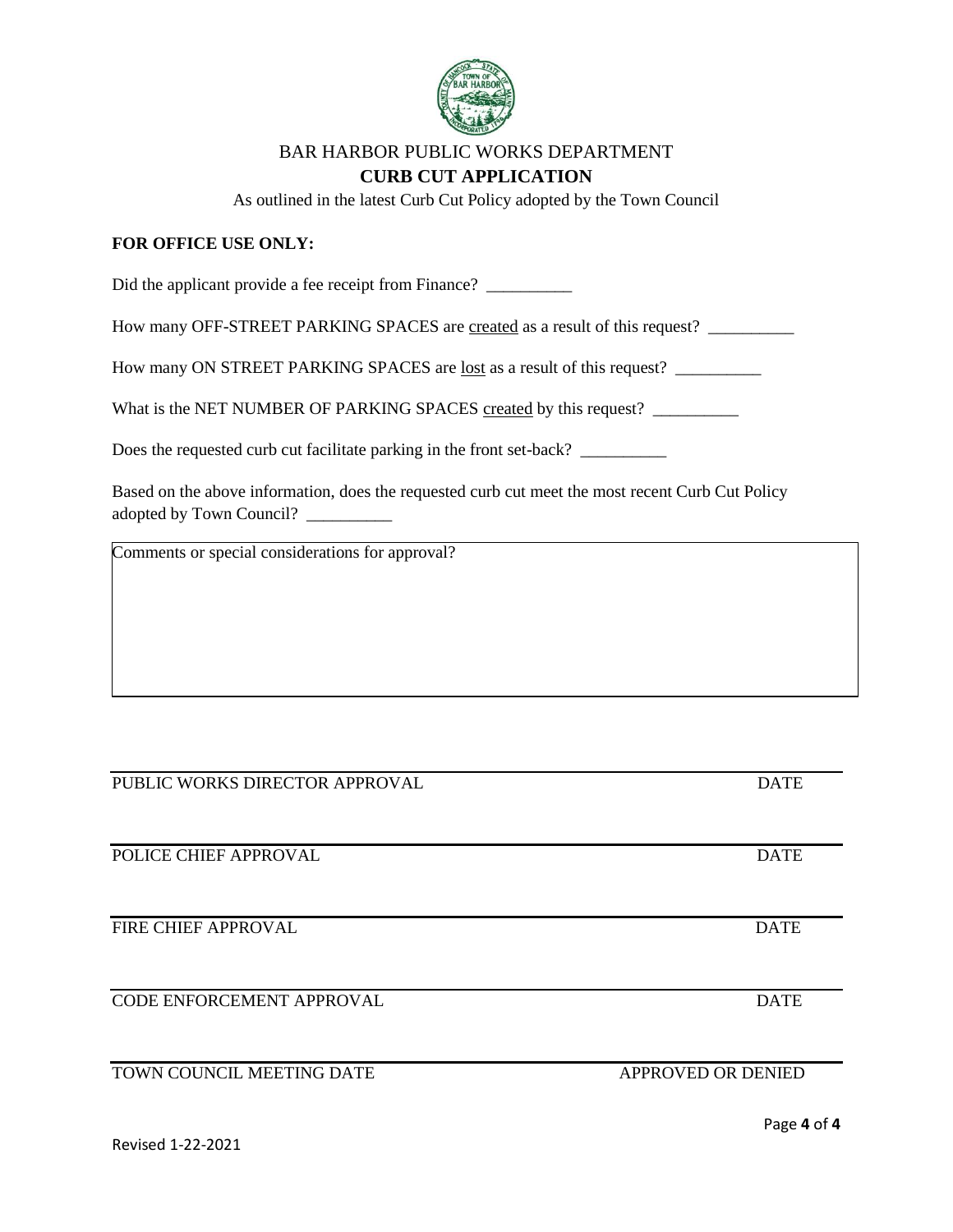BAR HARBOR PUBLIC WORKS DEPARTMENT

**CURB CUT APPLICATION**

As outlined in the latest Curb Cut Policy adopted by the Town Council

**FOR OFFICE USE ONLY:**

Did the applicant provide a fee receipt from Finance? __________

How many OFF-STREET PARKING SPACES are created as a result of this request? __________

How many ON STREET PARKING SPACES are lost as a result of this request? __________

What is the NET NUMBER OF PARKING SPACES created by this request? __________

Does the requested curb cut facilitate parking in the front set-back? __________

Based on the above information, does the requested curb cut meet the most recent Curb Cut Policy adopted by Town Council? __________

| Comments or special considerations for approval? |
|---|
| |

PUBLIC WORKS DIRECTOR APPROVAL DATE

POLICE CHIEF APPROVAL DATE

FIRE CHIEF APPROVAL DATE

CODE ENFORCEMENT APPROVAL DATE

TOWN COUNCIL MEETING DATE APPROVED OR DENIED

Revised 1-22-2021